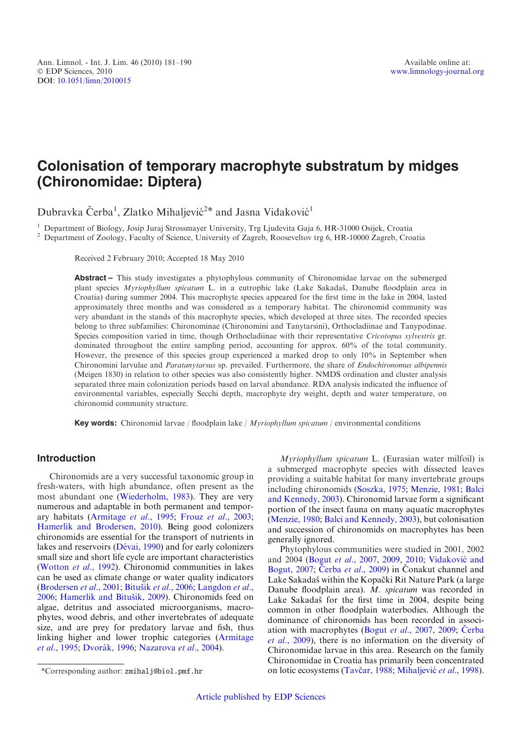# Colonisation of temporary macrophyte substratum by midges (Chironomidae: Diptera)

Dubravka Čerba[1], Zlatko Mihaljević[2]* and Jasna Vidaković[1]

[1] Department of Biology, Josip Juraj Strossmayer University, Trg Ljudevita Gaja 6, HR-31000 Osijek, Croatia

[2] Department of Zoology, Faculty of Science, University of Zagreb, Rooseveltov trg 6, HR-10000 Zagreb, Croatia

Received 2 February 2010; Accepted 18 May 2010

**Abstract –** This study investigates a phytophylous community of Chironomidae larvae on the submerged plant species *Myriophyllum spicatum* L. in a eutrophic lake (Lake Sakadaš, Danube floodplain area in Croatia) during summer 2004. This macrophyte species appeared for the first time in the lake in 2004, lasted approximately three months and was considered as a temporary habitat. The chironomid community was very abundant in the stands of this macrophyte species, which developed at three sites. The recorded species belong to three subfamilies: Chironominae (Chironomini and Tanytarsini), Orthocladiinae and Tanypodinae. Species composition varied in time, though Orthocladiinae with their representative *Cricotopus sylvestris* gr. dominated throughout the entire sampling period, accounting for approx. 60% of the total community. However, the presence of this species group experienced a marked drop to only 10% in September when Chironomini larvulae and *Paratanytarsus* sp. prevailed. Furthermore, the share of *Endochironomus albipennis* (Meigen 1830) in relation to other species was also consistently higher. NMDS ordination and cluster analysis separated three main colonization periods based on larval abundance. RDA analysis indicated the influence of environmental variables, especially Secchi depth, macrophyte dry weight, depth and water temperature, on chironomid community structure.

**Key words:** Chironomid larvae / floodplain lake / *Myriophyllum spicatum* / environmental conditions

## Introduction

Chironomids are a very successful taxonomic group in fresh-waters, with high abundance, often present as the most abundant one (Wiederholm, 1983). They are very numerous and adaptable in both permanent and temporary habitats (Armitage *et al.*, 1995; Frouz *et al.*, 2003; Hamerlík and Brodersen, 2010). Being good colonizers chironomids are essential for the transport of nutrients in lakes and reservoirs (Dévai, 1990) and for early colonizers small size and short life cycle are important characteristics (Wotton *et al.*, 1992). Chironomid communities in lakes can be used as climate change or water quality indicators (Brodersen *et al.*, 2001; Bitušík *et al.*, 2006; Langdon *et al.*, 2006; Hamerlik and Bitušík, 2009). Chironomids feed on algae, detritus and associated microorganisms, macrophytes, wood debris, and other invertebrates of adequate size, and are prey for predatory larvae and fish, thus linking higher and lower trophic categories (Armitage *et al.*, 1995; Dvorák, 1996; Nazarova *et al.*, 2004).

*Myriophyllum spicatum* L. (Eurasian water milfoil) is a submerged macrophyte species with dissected leaves providing a suitable habitat for many invertebrate groups including chironomids (Soszka, 1975; Menzie, 1981; Balci and Kennedy, 2003). Chironomid larvae form a significant portion of the insect fauna on many aquatic macrophytes (Menzie, 1980; Balci and Kennedy, 2003), but colonisation and succession of chironomids on macrophytes has been generally ignored.

Phytophylous communities were studied in 2001, 2002 and 2004 (Bogut *et al.*, 2007, 2009, 2010; Vidaković and Bogut, 2007; Čerba *et al.*, 2009) in Čonakut channel and Lake Sakadaš within the Kopački Rit Nature Park (a large Danube floodplain area). *M. spicatum* was recorded in Lake Sakadaš for the first time in 2004, despite being common in other floodplain waterbodies. Although the dominance of chironomids has been recorded in association with macrophytes (Bogut *et al.*, 2007, 2009; Čerba *et al.*, 2009), there is no information on the diversity of Chironomidae larvae in this area. Research on the family Chironomidae in Croatia has primarily been concentrated on lotic ecosystems (Tavčar, 1988; Mihaljević *et al.*, 1998).

*Corresponding author: zmihalj@biol.pmf.hr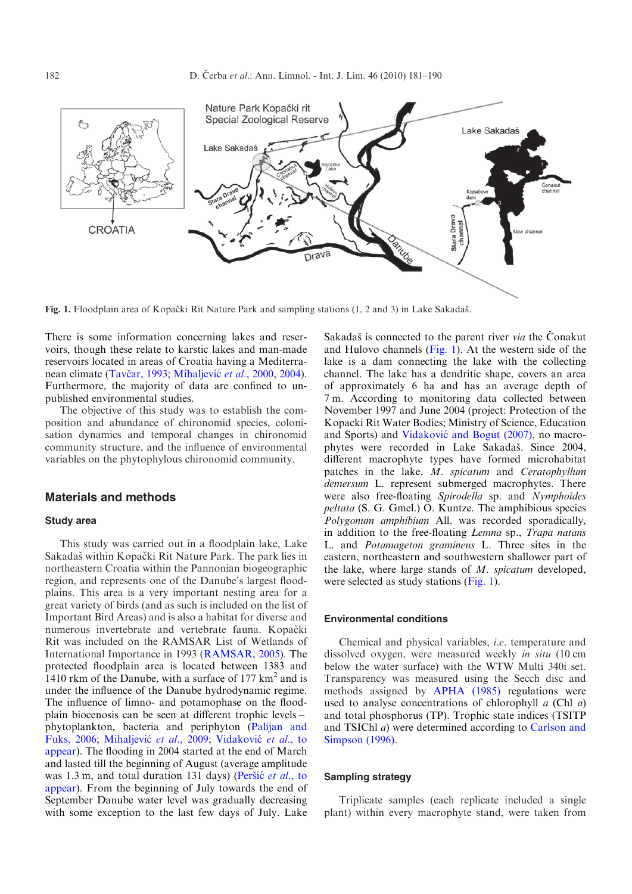Fig. 1. Floodplain area of Kopački Rit Nature Park and sampling stations (1, 2 and 3) in Lake Sakadaš.

There is some information concerning lakes and reservoirs, though these relate to karstic lakes and man-made reservoirs located in areas of Croatia having a Mediterranean climate (Tavčar, 1993; Mihaljević *et al*., 2000, 2004). Furthermore, the majority of data are confined to unpublished environmental studies.

The objective of this study was to establish the composition and abundance of chironomid species, colonisation dynamics and temporal changes in chironomid community structure, and the influence of environmental variables on the phytophylous chironomid community.

## Materials and methods

### Study area

This study was carried out in a floodplain lake, Lake Sakadaš within Kopački Rit Nature Park. The park lies in northeastern Croatia within the Pannonian biogeographic region, and represents one of the Danube's largest floodplains. This area is a very important nesting area for a great variety of birds (and as such is included on the list of Important Bird Areas) and is also a habitat for diverse and numerous invertebrate and vertebrate fauna. Kopački Rit was included on the RAMSAR List of Wetlands of International Importance in 1993 (RAMSAR, 2005). The protected floodplain area is located between 1383 and 1410 rkm of the Danube, with a surface of 177 km$^2$ and is under the influence of the Danube hydrodynamic regime. The influence of limno- and potamophase on the floodplain biocenosis can be seen at different trophic levels – phytoplankton, bacteria and periphyton (Palijan and Fuks, 2006; Mihaljević *et al*., 2009; Vidaković *et al*., to appear). The flooding in 2004 started at the end of March and lasted till the beginning of August (average amplitude was 1.3 m, and total duration 131 days) (Peršić *et al*., to appear). From the beginning of July towards the end of September Danube water level was gradually decreasing with some exception to the last few days of July. Lake Sakadaš is connected to the parent river *via* the Čonakut and Hulovo channels (Fig. 1). At the western side of the lake is a dam connecting the lake with the collecting channel. The lake has a dendritic shape, covers an area of approximately 6 ha and has an average depth of 7 m. According to monitoring data collected between November 1997 and June 2004 (project: Protection of the Kopacki Rit Water Bodies; Ministry of Science, Education and Sports) and Vidaković and Bogut (2007), no macrophytes were recorded in Lake Sakadaš. Since 2004, different macrophyte types have formed microhabitat patches in the lake. *M. spicatum* and *Ceratophyllum demersum* L. represent submerged macrophytes. There were also free-floating *Spirodella* sp. and *Nymphoides peltata* (S. G. Gmel.) O. Kuntze. The amphibious species *Polygonum amphibium* All. was recorded sporadically, in addition to the free-floating *Lemna* sp., *Trapa natans* L. and *Potamageton gramineus* L. Three sites in the eastern, northeastern and southwestern shallower part of the lake, where large stands of *M. spicatum* developed, were selected as study stations (Fig. 1).

### Environmental conditions

Chemical and physical variables, *i.e*. temperature and dissolved oxygen, were measured weekly *in situ* (10 cm below the water surface) with the WTW Multi 340i set. Transparency was measured using the Secch disc and methods assigned by APHA (1985) regulations were used to analyse concentrations of chlorophyll *a* (Chl *a*) and total phosphorus (TP). Trophic state indices (TSITP and TSIChl *a*) were determined according to Carlson and Simpson (1996).

### Sampling strategy

Triplicate samples (each replicate included a single plant) within every macrophyte stand, were taken from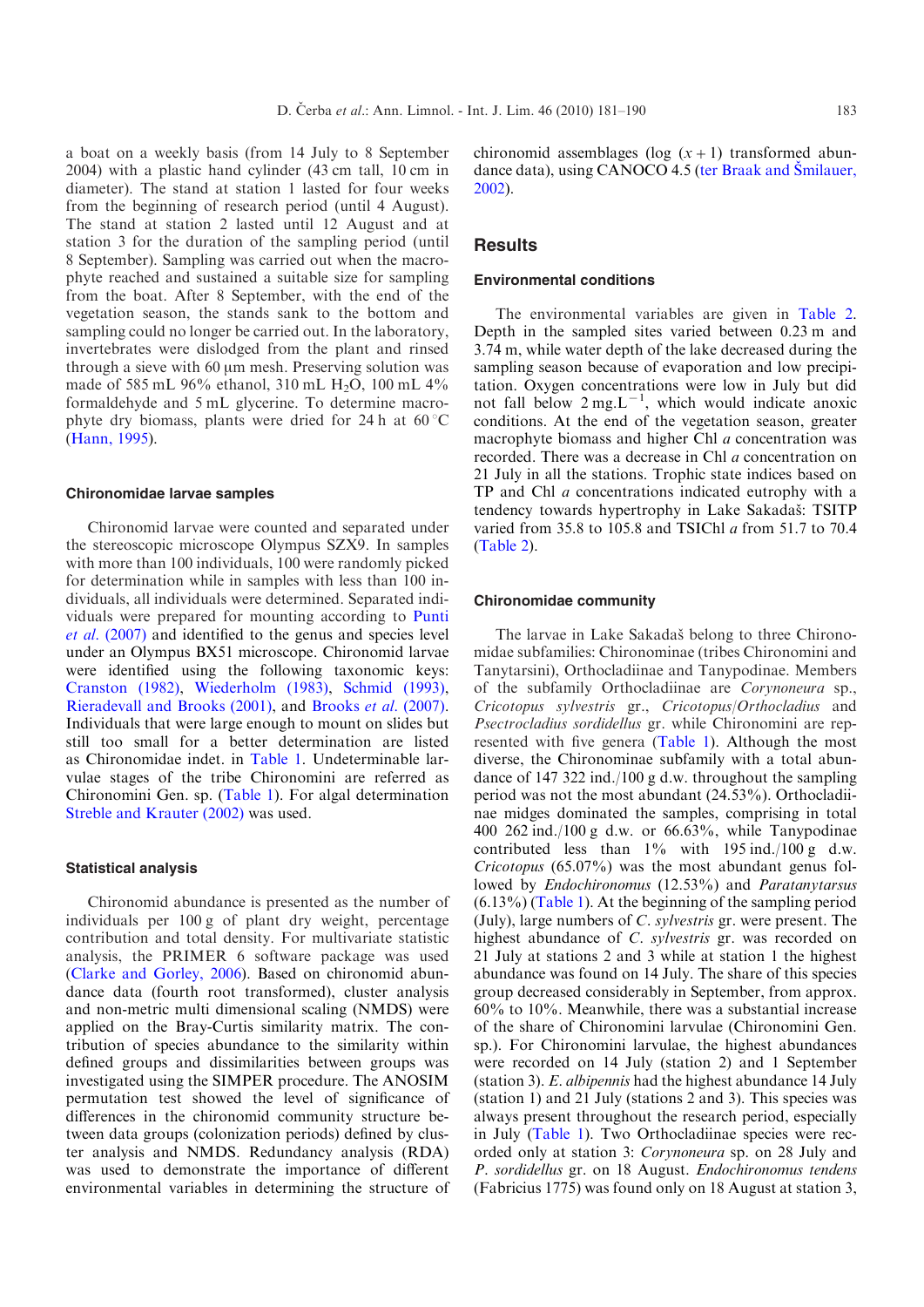a boat on a weekly basis (from 14 July to 8 September 2004) with a plastic hand cylinder (43 cm tall, 10 cm in diameter). The stand at station 1 lasted for four weeks from the beginning of research period (until 4 August). The stand at station 2 lasted until 12 August and at station 3 for the duration of the sampling period (until 8 September). Sampling was carried out when the macrophyte reached and sustained a suitable size for sampling from the boat. After 8 September, with the end of the vegetation season, the stands sank to the bottom and sampling could no longer be carried out. In the laboratory, invertebrates were dislodged from the plant and rinsed through a sieve with 60 μm mesh. Preserving solution was made of 585 mL 96% ethanol, 310 mL $H_2O$, 100 mL 4% formaldehyde and 5 mL glycerine. To determine macrophyte dry biomass, plants were dried for 24 h at 60 °C (Hann, 1995).

### Chironomidae larvae samples

Chironomid larvae were counted and separated under the stereoscopic microscope Olympus SZX9. In samples with more than 100 individuals, 100 were randomly picked for determination while in samples with less than 100 individuals, all individuals were determined. Separated individuals were prepared for mounting according to Punti *et al.* (2007) and identified to the genus and species level under an Olympus BX51 microscope. Chironomid larvae were identified using the following taxonomic keys: Cranston (1982), Wiederholm (1983), Schmid (1993), Rieradevall and Brooks (2001), and Brooks *et al.* (2007). Individuals that were large enough to mount on slides but still too small for a better determination are listed as Chironomidae indet. in Table 1. Undeterminable larvulae stages of the tribe Chironomini are referred as Chironomini Gen. sp. (Table 1). For algal determination Streble and Krauter (2002) was used.

### Statistical analysis

Chironomid abundance is presented as the number of individuals per 100 g of plant dry weight, percentage contribution and total density. For multivariate statistic analysis, the PRIMER 6 software package was used (Clarke and Gorley, 2006). Based on chironomid abundance data (fourth root transformed), cluster analysis and non-metric multi dimensional scaling (NMDS) were applied on the Bray-Curtis similarity matrix. The contribution of species abundance to the similarity within defined groups and dissimilarities between groups was investigated using the SIMPER procedure. The ANOSIM permutation test showed the level of significance of differences in the chironomid community structure between data groups (colonization periods) defined by cluster analysis and NMDS. Redundancy analysis (RDA) was used to demonstrate the importance of different environmental variables in determining the structure of chironomid assemblages (log $(x+1)$ transformed abundance data), using CANOCO 4.5 (ter Braak and Šmilauer, 2002).

## Results

### Environmental conditions

The environmental variables are given in Table 2. Depth in the sampled sites varied between 0.23 m and 3.74 m, while water depth of the lake decreased during the sampling season because of evaporation and low precipitation. Oxygen concentrations were low in July but did not fall below 2 $mg.L^{-1}$, which would indicate anoxic conditions. At the end of the vegetation season, greater macrophyte biomass and higher Chl *a* concentration was recorded. There was a decrease in Chl *a* concentration on 21 July in all the stations. Trophic state indices based on TP and Chl *a* concentrations indicated eutrophy with a tendency towards hypertrophy in Lake Sakadaš: TSITP varied from 35.8 to 105.8 and TSIChl *a* from 51.7 to 70.4 (Table 2).

### Chironomidae community

The larvae in Lake Sakadaš belong to three Chironomidae subfamilies: Chironominae (tribes Chironomini and Tanytarsini), Orthocladiinae and Tanypodinae. Members of the subfamily Orthocladiinae are *Corynoneura* sp., *Cricotopus sylvestris* gr., *Cricotopus/Orthocladius* and *Psectrocladius sordidellus* gr. while Chironomini are represented with five genera (Table 1). Although the most diverse, the Chironominae subfamily with a total abundance of 147 322 ind./100 g d.w. throughout the sampling period was not the most abundant (24.53%). Orthocladiinae midges dominated the samples, comprising in total 400 262 ind./100 g d.w. or 66.63%, while Tanypodinae contributed less than 1% with 195 ind./100 g d.w. *Cricotopus* (65.07%) was the most abundant genus followed by *Endochironomus* (12.53%) and *Paratanytarsus* (6.13%) (Table 1). At the beginning of the sampling period (July), large numbers of *C. sylvestris* gr. were present. The highest abundance of *C. sylvestris* gr. was recorded on 21 July at stations 2 and 3 while at station 1 the highest abundance was found on 14 July. The share of this species group decreased considerably in September, from approx. 60% to 10%. Meanwhile, there was a substantial increase of the share of Chironomini larvulae (Chironomini Gen. sp.). For Chironomini larvulae, the highest abundances were recorded on 14 July (station 2) and 1 September (station 3). *E. albipennis* had the highest abundance 14 July (station 1) and 21 July (stations 2 and 3). This species was always present throughout the research period, especially in July (Table 1). Two Orthocladiinae species were recorded only at station 3: *Corynoneura* sp. on 28 July and *P. sordidellus* gr. on 18 August. *Endochironomus tendens* (Fabricius 1775) was found only on 18 August at station 3,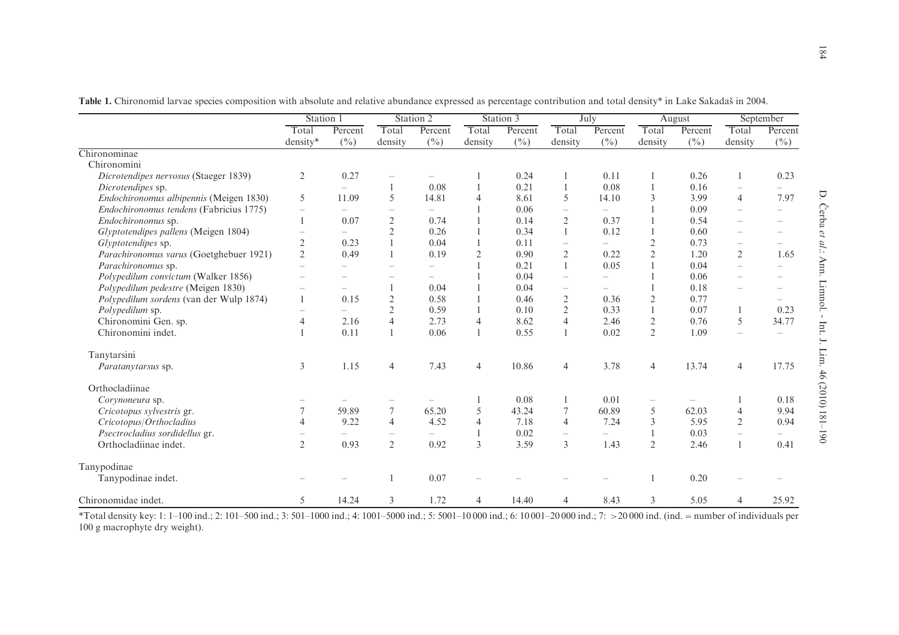**Table 1.** Chironomid larvae species composition with absolute and relative abundance expressed as percentage contribution and total density* in Lake Sakadaš in 2004.

| | Station 1 | | Station 2 | | Station 3 | | July | | August | | September | |
|---|---|---|---|---|---|---|---|---|---|---|---|---|
| | Total density* | Percent (%) | Total density | Percent (%) | Total density | Percent (%) | Total density | Percent (%) | Total density | Percent (%) | Total density | Percent (%) |
| Chironominae | | | | | | | | | | | | |
| Chironomini | | | | | | | | | | | | |
| *Dicrotendipes nervosus* (Staeger 1839) | 2 | 0.27 | – | – | 1 | 0.24 | 1 | 0.11 | 1 | 0.26 | 1 | 0.23 |
| *Dicrotendipes* sp. | | – | 1 | 0.08 | 1 | 0.21 | 1 | 0.08 | 1 | 0.16 | – | – |
| *Endochironomus albipennis* (Meigen 1830) | 5 | 11.09 | 5 | 14.81 | 4 | 8.61 | 5 | 14.10 | 3 | 3.99 | 4 | 7.97 |
| *Endochironomus tendens* (Fabricius 1775) | – | – | – | – | 1 | 0.06 | – | – | 1 | 0.09 | – | – |
| *Endochironomus* sp. | 1 | 0.07 | 2 | 0.74 | 1 | 0.14 | 2 | 0.37 | 1 | 0.54 | – | – |
| *Glyptotendipes pallens* (Meigen 1804) | – | – | 2 | 0.26 | 1 | 0.34 | 1 | 0.12 | 1 | 0.60 | – | – |
| *Glyptotendipes* sp. | 2 | 0.23 | 1 | 0.04 | 1 | 0.11 | – | – | 2 | 0.73 | – | – |
| *Parachironomus varus* (Goetghebuer 1921) | 2 | 0.49 | 1 | 0.19 | 2 | 0.90 | 2 | 0.22 | 2 | 1.20 | 2 | 1.65 |
| *Parachironomus* sp. | – | – | – | – | 1 | 0.21 | 1 | 0.05 | 1 | 0.04 | – | – |
| *Polypedilum convictum* (Walker 1856) | – | – | – | – | 1 | 0.04 | – | – | 1 | 0.06 | – | – |
| *Polypedilum pedestre* (Meigen 1830) | – | – | 1 | 0.04 | 1 | 0.04 | – | – | 1 | 0.18 | – | – |
| *Polypedilum sordens* (van der Wulp 1874) | 1 | 0.15 | 2 | 0.58 | 1 | 0.46 | 2 | 0.36 | 2 | 0.77 | | – |
| *Polypedilum* sp. | – | – | 2 | 0.59 | 1 | 0.10 | 2 | 0.33 | 1 | 0.07 | 1 | 0.23 |
| Chironomini Gen. sp. | 4 | 2.16 | 4 | 2.73 | 4 | 8.62 | 4 | 2.46 | 2 | 0.76 | 5 | 34.77 |
| Chironomini indet. | 1 | 0.11 | 1 | 0.06 | 1 | 0.55 | 1 | 0.02 | 2 | 1.09 | – | – |
| Tanytarsini | | | | | | | | | | | | |
| *Paratanytarsus* sp. | 3 | 1.15 | 4 | 7.43 | 4 | 10.86 | 4 | 3.78 | 4 | 13.74 | 4 | 17.75 |
| Orthocladiinae | | | | | | | | | | | | |
| *Corynoneura* sp. | – | – | – | – | 1 | 0.08 | 1 | 0.01 | – | – | 1 | 0.18 |
| *Cricotopus sylvestris* gr. | 7 | 59.89 | 7 | 65.20 | 5 | 43.24 | 7 | 60.89 | 5 | 62.03 | 4 | 9.94 |
| *Cricotopus/Orthocladius* | 4 | 9.22 | 4 | 4.52 | 4 | 7.18 | 4 | 7.24 | 3 | 5.95 | 2 | 0.94 |
| *Psectrocladius sordidellus* gr. | – | – | – | – | 1 | 0.02 | – | – | 1 | 0.03 | – | – |
| Orthocladiinae indet. | 2 | 0.93 | 2 | 0.92 | 3 | 3.59 | 3 | 1.43 | 2 | 2.46 | 1 | 0.41 |
| Tanypodinae | | | | | | | | | | | | |
| Tanypodinae indet. | – | – | 1 | 0.07 | – | – | – | – | 1 | 0.20 | – | – |
| Chironomidae indet. | 5 | 14.24 | 3 | 1.72 | 4 | 14.40 | 4 | 8.43 | 3 | 5.05 | 4 | 25.92 |

*Total density key: 1: 1–100 ind.; 2: 101–500 ind.; 3: 501–1000 ind.; 4: 1001–5000 ind.; 5: 5001–10 000 ind.; 6: 10 001–20 000 ind.; 7: >20 000 ind. (ind. = number of individuals per 100 g macrophyte dry weight).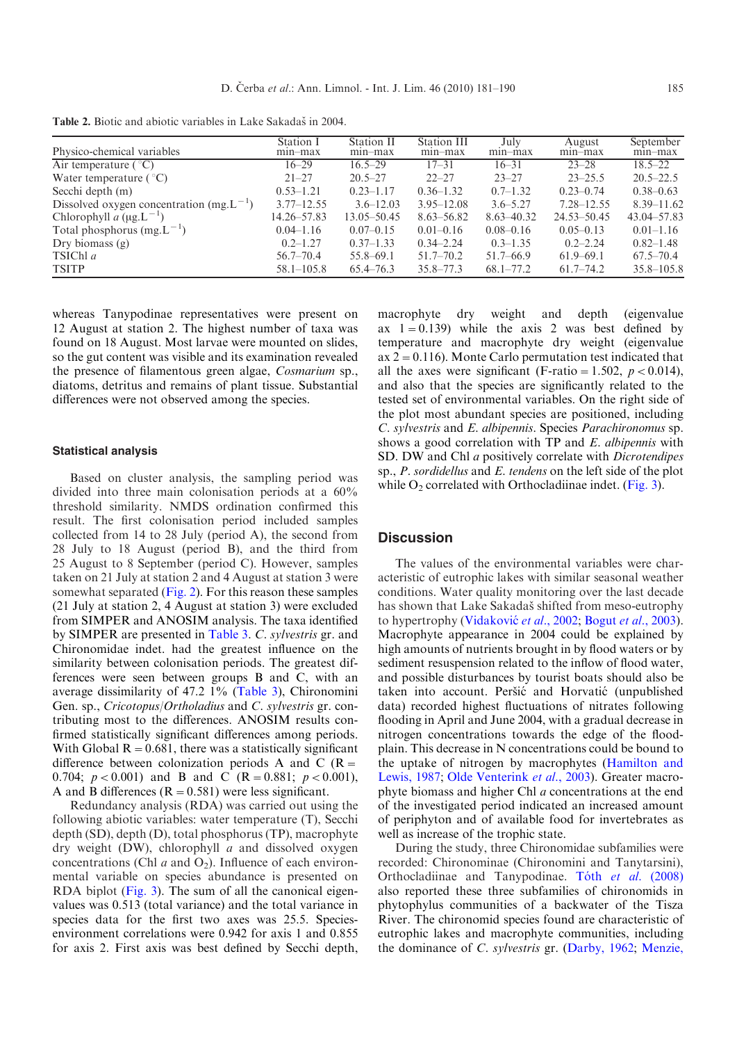**Table 2.** Biotic and abiotic variables in Lake Sakadaš in 2004.

| Physico-chemical variables | Station I min–max | Station II min–max | Station III min–max | July min–max | August min–max | September min–max |
|---|---|---|---|---|---|---|
| Air temperature (°C) | 16–29 | 16.5–29 | 17–31 | 16–31 | 23–28 | 18.5–22 |
| Water temperature (°C) | 21–27 | 20.5–27 | 22–27 | 23–27 | 23–25.5 | 20.5–22.5 |
| Secchi depth (m) | 0.53–1.21 | 0.23–1.17 | 0.36–1.32 | 0.7–1.32 | 0.23–0.74 | 0.38–0.63 |
| Dissolved oxygen concentration (mg.L$^{-1}$) | 3.77–12.55 | 3.6–12.03 | 3.95–12.08 | 3.6–5.27 | 7.28–12.55 | 8.39–11.62 |
| Chlorophyll *a* (μg.L$^{-1}$) | 14.26–57.83 | 13.05–50.45 | 8.63–56.82 | 8.63–40.32 | 24.53–50.45 | 43.04–57.83 |
| Total phosphorus (mg.L$^{-1}$) | 0.04–1.16 | 0.07–0.15 | 0.01–0.16 | 0.08–0.16 | 0.05–0.13 | 0.01–1.16 |
| Dry biomass (g) | 0.2–1.27 | 0.37–1.33 | 0.34–2.24 | 0.3–1.35 | 0.2–2.24 | 0.82–1.48 |
| TSIChl *a* | 56.7–70.4 | 55.8–69.1 | 51.7–70.2 | 51.7–66.9 | 61.9–69.1 | 67.5–70.4 |
| TSITP | 58.1–105.8 | 65.4–76.3 | 35.8–77.3 | 68.1–77.2 | 61.7–74.2 | 35.8–105.8 |

whereas Tanypodinae representatives were present on 12 August at station 2. The highest number of taxa was found on 18 August. Most larvae were mounted on slides, so the gut content was visible and its examination revealed the presence of filamentous green algae, *Cosmarium* sp., diatoms, detritus and remains of plant tissue. Substantial differences were not observed among the species.

### Statistical analysis

Based on cluster analysis, the sampling period was divided into three main colonisation periods at a 60% threshold similarity. NMDS ordination confirmed this result. The first colonisation period included samples collected from 14 to 28 July (period A), the second from 28 July to 18 August (period B), and the third from 25 August to 8 September (period C). However, samples taken on 21 July at station 2 and 4 August at station 3 were somewhat separated (Fig. 2). For this reason these samples (21 July at station 2, 4 August at station 3) were excluded from SIMPER and ANOSIM analysis. The taxa identified by SIMPER are presented in Table 3. *C. sylvestris* gr. and Chironomidae indet. had the greatest influence on the similarity between colonisation periods. The greatest differences were seen between groups B and C, with an average dissimilarity of 47.2 1% (Table 3), Chironomini Gen. sp., *Cricotopus/Ortholadius* and *C. sylvestris* gr. contributing most to the differences. ANOSIM results confirmed statistically significant differences among periods. With Global R = 0.681, there was a statistically significant difference between colonization periods A and C (R = 0.704; $p < 0.001$) and B and C (R = 0.881; $p < 0.001$), A and B differences (R = 0.581) were less significant.

Redundancy analysis (RDA) was carried out using the following abiotic variables: water temperature (T), Secchi depth (SD), depth (D), total phosphorus (TP), macrophyte dry weight (DW), chlorophyll *a* and dissolved oxygen concentrations (Chl *a* and $O_2$). Influence of each environmental variable on species abundance is presented on RDA biplot (Fig. 3). The sum of all the canonical eigenvalues was 0.513 (total variance) and the total variance in species data for the first two axes was 25.5. Species-environment correlations were 0.942 for axis 1 and 0.855 for axis 2. First axis was best defined by Secchi depth, macrophyte dry weight and depth (eigenvalue ax 1 = 0.139) while the axis 2 was best defined by temperature and macrophyte dry weight (eigenvalue ax 2 = 0.116). Monte Carlo permutation test indicated that all the axes were significant (F-ratio = 1.502, $p < 0.014$), and also that the species are significantly related to the tested set of environmental variables. On the right side of the plot most abundant species are positioned, including *C. sylvestris* and *E. albipennis*. Species *Parachironomus* sp. shows a good correlation with TP and *E. albipennis* with SD. DW and Chl *a* positively correlate with *Dicrotendipes* sp., *P. sordidellus* and *E. tendens* on the left side of the plot while $O_2$ correlated with Orthocladiinae indet. (Fig. 3).

## Discussion

The values of the environmental variables were characteristic of eutrophic lakes with similar seasonal weather conditions. Water quality monitoring over the last decade has shown that Lake Sakadaš shifted from meso-eutrophy to hypertrophy (Vidaković *et al.*, 2002; Bogut *et al.*, 2003). Macrophyte appearance in 2004 could be explained by high amounts of nutrients brought in by flood waters or by sediment resuspension related to the inflow of flood water, and possible disturbances by tourist boats should also be taken into account. Peršić and Horvatić (unpublished data) recorded highest fluctuations of nitrates following flooding in April and June 2004, with a gradual decrease in nitrogen concentrations towards the edge of the floodplain. This decrease in N concentrations could be bound to the uptake of nitrogen by macrophytes (Hamilton and Lewis, 1987; Olde Venterink *et al.*, 2003). Greater macrophyte biomass and higher Chl *a* concentrations at the end of the investigated period indicated an increased amount of periphyton and of available food for invertebrates as well as increase of the trophic state.

During the study, three Chironomidae subfamilies were recorded: Chironominae (Chironomini and Tanytarsini), Orthocladiinae and Tanypodinae. Tóth *et al.* (2008) also reported these three subfamilies of chironomids in phytophylus communities of a backwater of the Tisza River. The chironomid species found are characteristic of eutrophic lakes and macrophyte communities, including the dominance of *C. sylvestris* gr. (Darby, 1962; Menzie,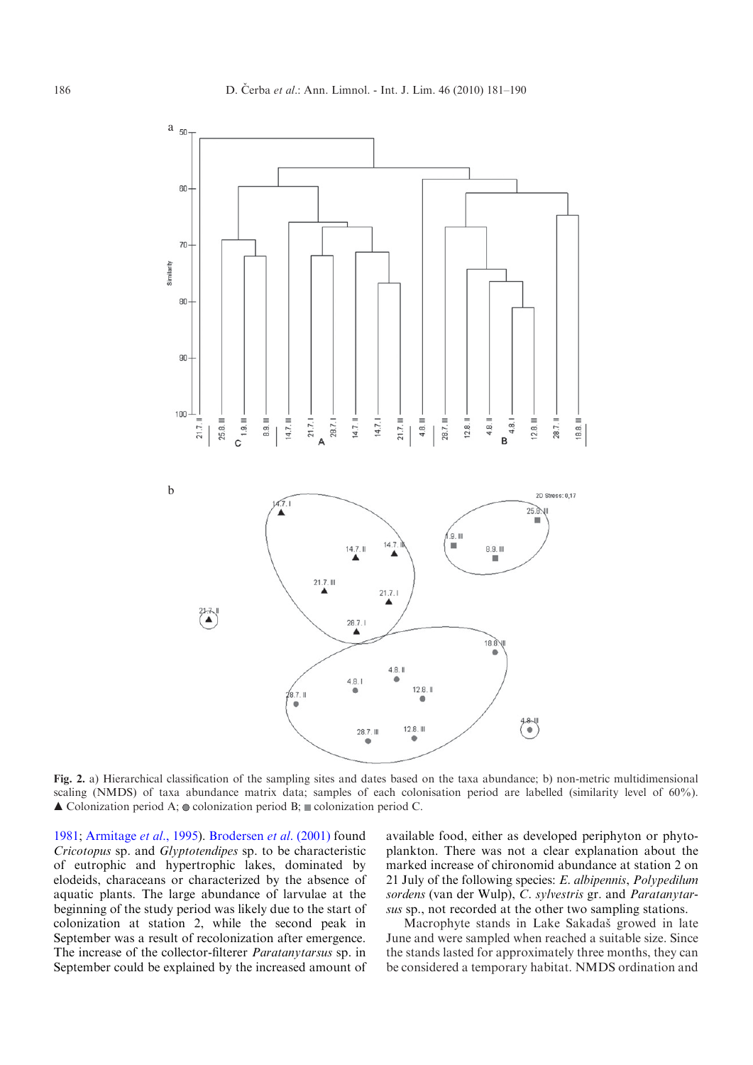Fig. 2. a) Hierarchical classification of the sampling sites and dates based on the taxa abundance; b) non-metric multidimensional scaling (NMDS) of taxa abundance matrix data; samples of each colonisation period are labelled (similarity level of 60%). ▲ Colonization period A; ● colonization period B; ■ colonization period C.

1981; Armitage *et al*., 1995). Brodersen *et al*. (2001) found *Cricotopus* sp. and *Glyptotendipes* sp. to be characteristic of eutrophic and hypertrophic lakes, dominated by elodeids, characeans or characterized by the absence of aquatic plants. The large abundance of larvulae at the beginning of the study period was likely due to the start of colonization at station 2, while the second peak in September was a result of recolonization after emergence. The increase of the collector-filterer *Paratanytarsus* sp. in September could be explained by the increased amount of available food, either as developed periphyton or phytoplankton. There was not a clear explanation about the marked increase of chironomid abundance at station 2 on 21 July of the following species: *E. albipennis*, *Polypedilum sordens* (van der Wulp), *C. sylvestris* gr. and *Paratanytarsus* sp., not recorded at the other two sampling stations.

Macrophyte stands in Lake Sakadaš growed in late June and were sampled when reached a suitable size. Since the stands lasted for approximately three months, they can be considered a temporary habitat. NMDS ordination and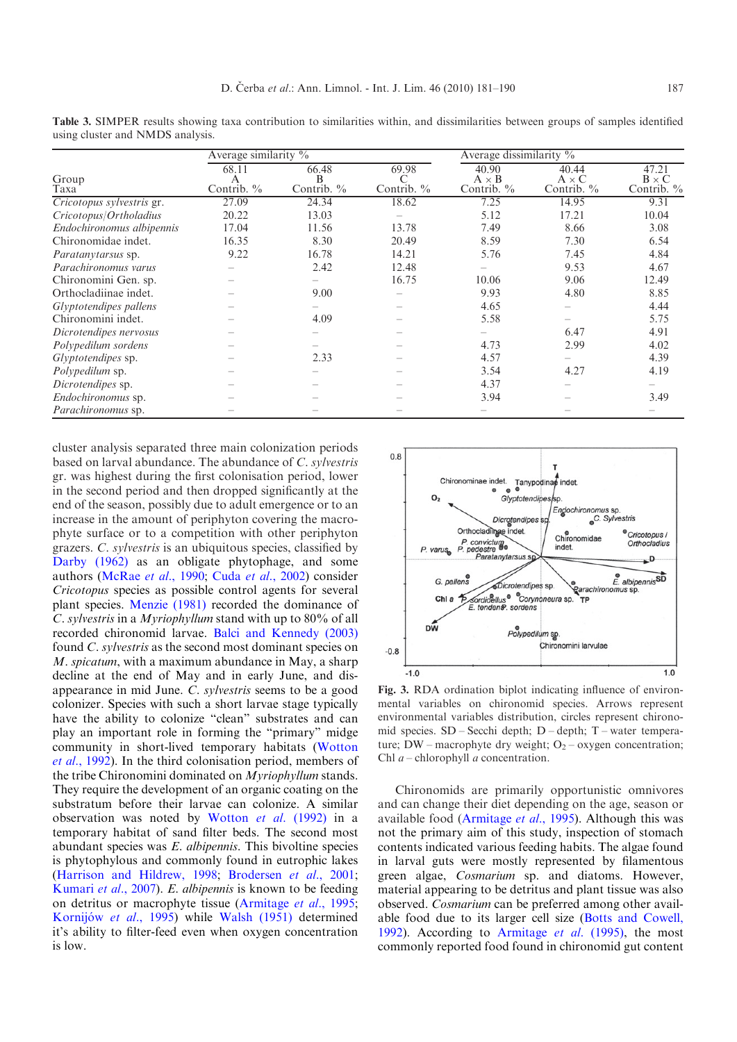**Table 3.** SIMPER results showing taxa contribution to similarities within, and dissimilarities between groups of samples identified using cluster and NMDS analysis.

| | Average similarity % | | | Average dissimilarity % | | |
|---|---|---|---|---|---|---|
| | 68.11 | 66.48 | 69.98 | 40.90 | 40.44 | 47.21 |
| Group | A | B | C | A × B | A × C | B × C |
| Taxa | Contrib. % | Contrib. % | Contrib. % | Contrib. % | Contrib. % | Contrib. % |
| *Cricotopus sylvestris* gr. | 27.09 | 24.34 | 18.62 | 7.25 | 14.95 | 9.31 |
| *Cricotopus/Ortholadius* | 20.22 | 13.03 | – | 5.12 | 17.21 | 10.04 |
| *Endochironomus albipennis* | 17.04 | 11.56 | 13.78 | 7.49 | 8.66 | 3.08 |
| Chironomidae indet. | 16.35 | 8.30 | 20.49 | 8.59 | 7.30 | 6.54 |
| *Paratanytarsus* sp. | 9.22 | 16.78 | 14.21 | 5.76 | 7.45 | 4.84 |
| *Parachironomus varus* | – | 2.42 | 12.48 | – | 9.53 | 4.67 |
| Chironomini Gen. sp. | – | – | 16.75 | 10.06 | 9.06 | 12.49 |
| Orthocladiinae indet. | – | 9.00 | – | 9.93 | 4.80 | 8.85 |
| *Glyptotendipes pallens* | – | – | – | 4.65 | – | 4.44 |
| Chironomini indet. | – | 4.09 | – | 5.58 | – | 5.75 |
| *Dicrotendipes nervosus* | – | – | – | – | 6.47 | 4.91 |
| *Polypedilum sordens* | – | – | – | 4.73 | 2.99 | 4.02 |
| *Glyptotendipes* sp. | – | 2.33 | – | 4.57 | – | 4.39 |
| *Polypedilum* sp. | – | – | – | 3.54 | 4.27 | 4.19 |
| *Dicrotendipes* sp. | – | – | – | 4.37 | – | – |
| *Endochironomus* sp. | – | – | – | 3.94 | – | 3.49 |
| *Parachironomus* sp. | – | – | – | – | – | – |

cluster analysis separated three main colonization periods based on larval abundance. The abundance of *C. sylvestris* gr. was highest during the first colonisation period, lower in the second period and then dropped significantly at the end of the season, possibly due to adult emergence or to an increase in the amount of periphyton covering the macrophyte surface or to a competition with other periphyton grazers. *C. sylvestris* is an ubiquitous species, classified by Darby (1962) as an obligate phytophage, and some authors (McRae *et al.*, 1990; Cuda *et al.*, 2002) consider *Cricotopus* species as possible control agents for several plant species. Menzie (1981) recorded the dominance of *C. sylvestris* in a *Myriophyllum* stand with up to 80% of all recorded chironomid larvae. Balci and Kennedy (2003) found *C. sylvestris* as the second most dominant species on *M. spicatum*, with a maximum abundance in May, a sharp decline at the end of May and in early June, and disappearance in mid June. *C. sylvestris* seems to be a good colonizer. Species with such a short larvae stage typically have the ability to colonize "clean" substrates and can play an important role in forming the "primary" midge community in short-lived temporary habitats (Wotton *et al.*, 1992). In the third colonisation period, members of the tribe Chironomini dominated on *Myriophyllum* stands. They require the development of an organic coating on the substratum before their larvae can colonize. A similar observation was noted by Wotton *et al.* (1992) in a temporary habitat of sand filter beds. The second most abundant species was *E. albipennis*. This bivoltine species is phytophylous and commonly found in eutrophic lakes (Harrison and Hildrew, 1998; Brodersen *et al.*, 2001; Kumari *et al.*, 2007). *E. albipennis* is known to be feeding on detritus or macrophyte tissue (Armitage *et al.*, 1995; Kornijów *et al.*, 1995) while Walsh (1951) determined it's ability to filter-feed even when oxygen concentration is low.

**Fig. 3.** RDA ordination biplot indicating influence of environmental variables on chironomid species. Arrows represent environmental variables distribution, circles represent chironomid species. SD – Secchi depth; D – depth; T – water temperature; DW – macrophyte dry weight; $O_2$ – oxygen concentration; Chl *a* – chlorophyll *a* concentration.

Chironomids are primarily opportunistic omnivores and can change their diet depending on the age, season or available food (Armitage *et al.*, 1995). Although this was not the primary aim of this study, inspection of stomach contents indicated various feeding habits. The algae found in larval guts were mostly represented by filamentous green algae, *Cosmarium* sp. and diatoms. However, material appearing to be detritus and plant tissue was also observed. *Cosmarium* can be preferred among other available food due to its larger cell size (Botts and Cowell, 1992). According to Armitage *et al.* (1995), the most commonly reported food found in chironomid gut content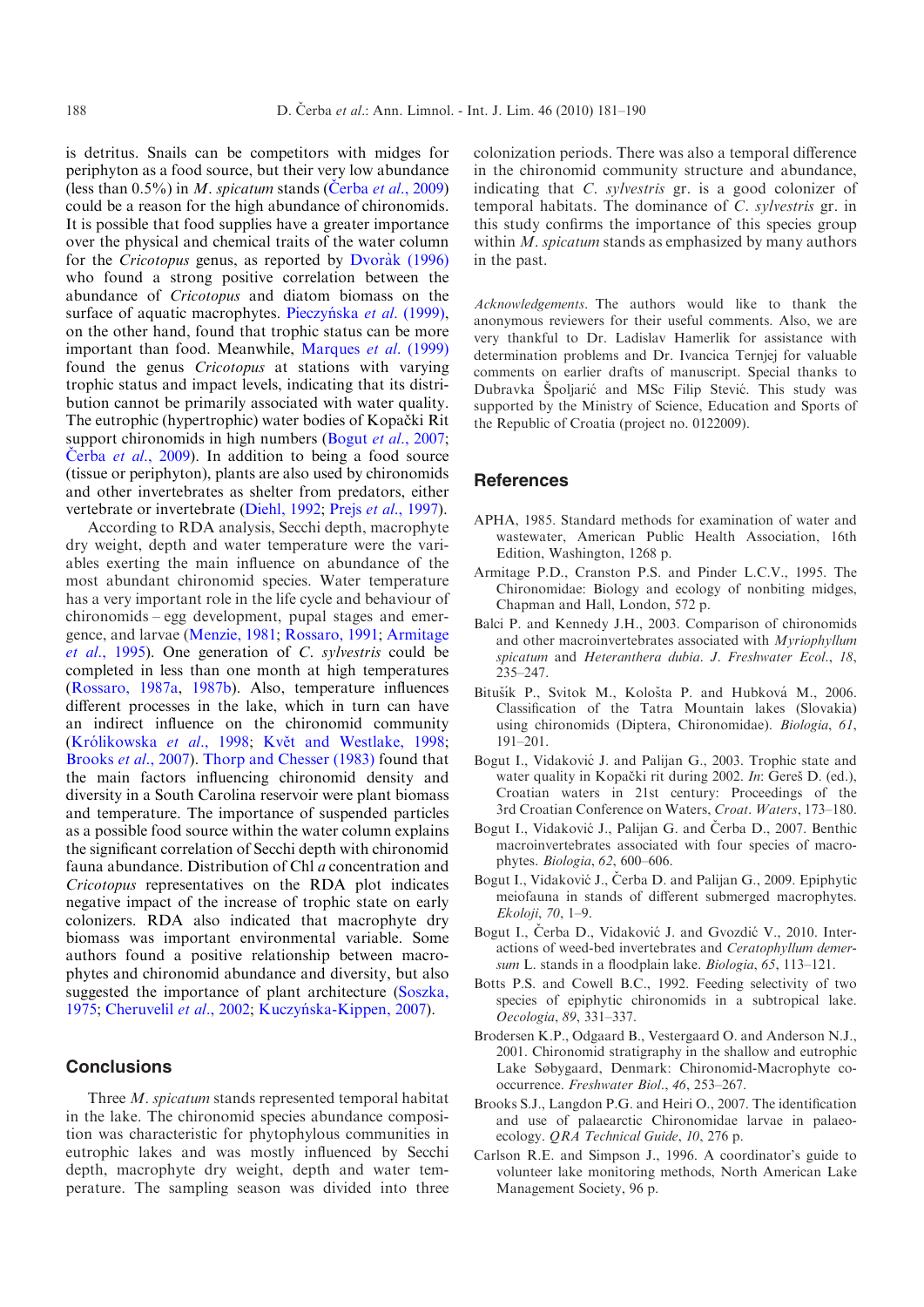is detritus. Snails can be competitors with midges for periphyton as a food source, but their very low abundance (less than 0.5%) in *M. spicatum* stands (Čerba *et al.*, 2009) could be a reason for the high abundance of chironomids. It is possible that food supplies have a greater importance over the physical and chemical traits of the water column for the *Cricotopus* genus, as reported by Dvoràk (1996) who found a strong positive correlation between the abundance of *Cricotopus* and diatom biomass on the surface of aquatic macrophytes. Pieczyńska *et al.* (1999), on the other hand, found that trophic status can be more important than food. Meanwhile, Marques *et al.* (1999) found the genus *Cricotopus* at stations with varying trophic status and impact levels, indicating that its distribution cannot be primarily associated with water quality. The eutrophic (hypertrophic) water bodies of Kopački Rit support chironomids in high numbers (Bogut *et al.*, 2007; Čerba *et al.*, 2009). In addition to being a food source (tissue or periphyton), plants are also used by chironomids and other invertebrates as shelter from predators, either vertebrate or invertebrate (Diehl, 1992; Prejs *et al.*, 1997).

According to RDA analysis, Secchi depth, macrophyte dry weight, depth and water temperature were the variables exerting the main influence on abundance of the most abundant chironomid species. Water temperature has a very important role in the life cycle and behaviour of chironomids – egg development, pupal stages and emergence, and larvae (Menzie, 1981; Rossaro, 1991; Armitage *et al.*, 1995). One generation of *C. sylvestris* could be completed in less than one month at high temperatures (Rossaro, 1987a, 1987b). Also, temperature influences different processes in the lake, which in turn can have an indirect influence on the chironomid community (Królikowska *et al.*, 1998; Květ and Westlake, 1998; Brooks *et al.*, 2007). Thorp and Chesser (1983) found that the main factors influencing chironomid density and diversity in a South Carolina reservoir were plant biomass and temperature. The importance of suspended particles as a possible food source within the water column explains the significant correlation of Secchi depth with chironomid fauna abundance. Distribution of Chl *a* concentration and *Cricotopus* representatives on the RDA plot indicates negative impact of the increase of trophic state on early colonizers. RDA also indicated that macrophyte dry biomass was important environmental variable. Some authors found a positive relationship between macrophytes and chironomid abundance and diversity, but also suggested the importance of plant architecture (Soszka, 1975; Cheruvelil *et al.*, 2002; Kuczyńska-Kippen, 2007).

## Conclusions

Three *M. spicatum* stands represented temporal habitat in the lake. The chironomid species abundance composition was characteristic for phytophylous communities in eutrophic lakes and was mostly influenced by Secchi depth, macrophyte dry weight, depth and water temperature. The sampling season was divided into three colonization periods. There was also a temporal difference in the chironomid community structure and abundance, indicating that *C. sylvestris* gr. is a good colonizer of temporal habitats. The dominance of *C. sylvestris* gr. in this study confirms the importance of this species group within *M. spicatum* stands as emphasized by many authors in the past.

*Acknowledgements*. The authors would like to thank the anonymous reviewers for their useful comments. Also, we are very thankful to Dr. Ladislav Hamerlik for assistance with determination problems and Dr. Ivancica Ternjej for valuable comments on earlier drafts of manuscript. Special thanks to Dubravka Špoljarić and MSc Filip Stević. This study was supported by the Ministry of Science, Education and Sports of the Republic of Croatia (project no. 0122009).

## References

APHA, 1985. Standard methods for examination of water and wastewater, American Public Health Association, 16th Edition, Washington, 1268 p.

Armitage P.D., Cranston P.S. and Pinder L.C.V., 1995. The Chironomidae: Biology and ecology of nonbiting midges, Chapman and Hall, London, 572 p.

Balci P. and Kennedy J.H., 2003. Comparison of chironomids and other macroinvertebrates associated with *Myriophyllum spicatum* and *Heteranthera dubia*. *J. Freshwater Ecol.*, *18*, 235–247.

Bitušík P., Svitok M., Kološta P. and Hubková M., 2006. Classification of the Tatra Mountain lakes (Slovakia) using chironomids (Diptera, Chironomidae). *Biologia*, *61*, 191–201.

Bogut I., Vidaković J. and Palijan G., 2003. Trophic state and water quality in Kopački rit during 2002. *In*: Gereš D. (ed.), Croatian waters in 21st century: Proceedings of the 3rd Croatian Conference on Waters, *Croat. Waters*, 173–180.

Bogut I., Vidaković J., Palijan G. and Čerba D., 2007. Benthic macroinvertebrates associated with four species of macrophytes. *Biologia*, *62*, 600–606.

Bogut I., Vidaković J., Čerba D. and Palijan G., 2009. Epiphytic meiofauna in stands of different submerged macrophytes. *Ekoloji*, *70*, 1–9.

Bogut I., Čerba D., Vidaković J. and Gvozdić V., 2010. Interactions of weed-bed invertebrates and *Ceratophyllum demersum* L. stands in a floodplain lake. *Biologia*, *65*, 113–121.

Botts P.S. and Cowell B.C., 1992. Feeding selectivity of two species of epiphytic chironomids in a subtropical lake. *Oecologia*, *89*, 331–337.

Brodersen K.P., Odgaard B., Vestergaard O. and Anderson N.J., 2001. Chironomid stratigraphy in the shallow and eutrophic Lake Søbygaard, Denmark: Chironomid-Macrophyte co-occurrence. *Freshwater Biol.*, *46*, 253–267.

Brooks S.J., Langdon P.G. and Heiri O., 2007. The identification and use of palaearctic Chironomidae larvae in palaeoecology. *QRA Technical Guide*, *10*, 276 p.

Carlson R.E. and Simpson J., 1996. A coordinator's guide to volunteer lake monitoring methods, North American Lake Management Society, 96 p.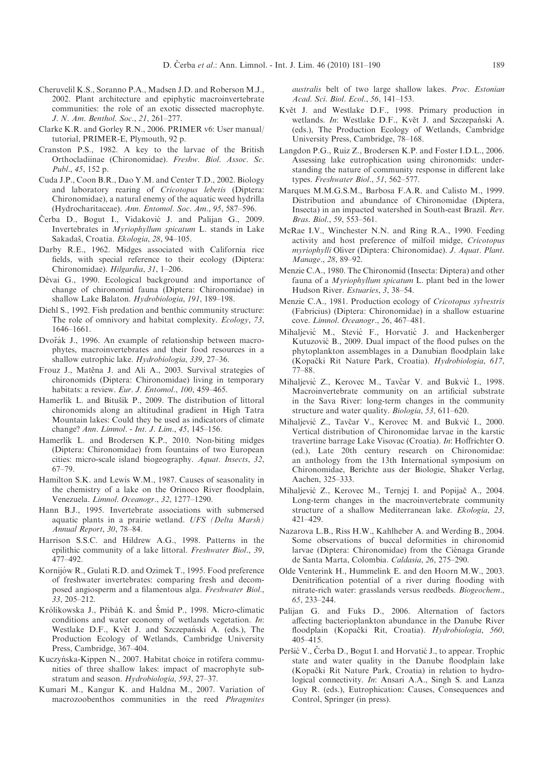Cheruvelil K.S., Soranno P.A., Madsen J.D. and Roberson M.J., 2002. Plant architecture and epiphytic macroinvertebrate communities: the role of an exotic dissected macrophyte. *J. N. Am. Benthol. Soc.*, *21*, 261–277.

Clarke K.R. and Gorley R.N., 2006. PRIMER v6: User manual/tutorial, PRIMER-E, Plymouth, 92 p.

Cranston P.S., 1982. A key to the larvae of the British Orthocladiinae (Chironomidae). *Freshw. Biol. Assoc. Sc. Publ.*, *45*, 152 p.

Cuda J.P., Coon B.R., Dao Y.M. and Center T.D., 2002. Biology and laboratory rearing of *Cricotopus lebetis* (Diptera: Chironomidae), a natural enemy of the aquatic weed hydrilla (Hydrocharitaceae). *Ann. Entomol. Soc. Am.*, *95*, 587–596.

Čerba D., Bogut I., Vidaković J. and Palijan G., 2009. Invertebrates in *Myriophyllum spicatum* L. stands in Lake Sakadaš, Croatia. *Ekologia*, *28*, 94–105.

Darby R.E., 1962. Midges associated with California rice fields, with special reference to their ecology (Diptera: Chironomidae). *Hilgardia*, *31*, 1–206.

Dévai G., 1990. Ecological background and importance of change of chironomid fauna (Diptera: Chironomidae) in shallow Lake Balaton. *Hydrobiologia*, *191*, 189–198.

Diehl S., 1992. Fish predation and benthic community structure: The role of omnivory and habitat complexity. *Ecology*, *73*, 1646–1661.

Dvořák J., 1996. An example of relationship between macrophytes, macroinvertebrates and their food resources in a shallow eutrophic lake. *Hydrobiologia*, *339*, 27–36.

Frouz J., Matěna J. and Ali A., 2003. Survival strategies of chironomids (Diptera: Chironomidae) living in temporary habitats: a review. *Eur. J. Entomol.*, *100*, 459–465.

Hamerlík L. and Bitušík P., 2009. The distribution of littoral chironomids along an altitudinal gradient in High Tatra Mountain lakes: Could they be used as indicators of climate change? *Ann. Limnol. - Int. J. Lim.*, *45*, 145–156.

Hamerlík L. and Brodersen K.P., 2010. Non-biting midges (Diptera: Chironomidae) from fountains of two European cities: micro-scale island biogeography. *Aquat. Insects*, *32*, 67–79.

Hamilton S.K. and Lewis W.M., 1987. Causes of seasonality in the chemistry of a lake on the Orinoco River floodplain, Venezuela. *Limnol. Oceanogr.*, *32*, 1277–1290.

Hann B.J., 1995. Invertebrate associations with submersed aquatic plants in a prairie wetland. *UFS (Delta Marsh) Annual Report*, *30*, 78–84.

Harrison S.S.C. and Hildrew A.G., 1998. Patterns in the epilithic community of a lake littoral. *Freshwater Biol.*, *39*, 477–492.

Kornijów R., Gulati R.D. and Ozimek T., 1995. Food preference of freshwater invertebrates: comparing fresh and decomposed angiosperm and a filamentous alga. *Freshwater Biol.*, *33*, 205–212.

Królikowska J., Přibáň K. and Šmíd P., 1998. Micro-climatic conditions and water economy of wetlands vegetation. *In*: Westlake D.F., Květ J. and Szczepański A. (eds.), The Production Ecology of Wetlands, Cambridge University Press, Cambridge, 367–404.

Kuczyńska-Kippen N., 2007. Habitat choice in rotifera communities of three shallow lakes: impact of macrophyte substratum and season. *Hydrobiologia*, *593*, 27–37.

Kumari M., Kangur K. and Haldna M., 2007. Variation of macrozoobenthos communities in the reed *Phragmites australis* belt of two large shallow lakes. *Proc. Estonian Acad. Sci. Biol. Ecol.*, *56*, 141–153.

Květ J. and Westlake D.F., 1998. Primary production in wetlands. *In*: Westlake D.F., Květ J. and Szczepański A. (eds.), The Production Ecology of Wetlands, Cambridge University Press, Cambridge, 78–168.

Langdon P.G., Ruiz Z., Brodersen K.P. and Foster I.D.L., 2006. Assessing lake eutrophication using chironomids: understanding the nature of community response in different lake types. *Freshwater Biol.*, *51*, 562–577.

Marques M.M.G.S.M., Barbosa F.A.R. and Calisto M., 1999. Distribution and abundance of Chironomidae (Diptera, Insecta) in an impacted watershed in South-east Brazil. *Rev. Bras. Biol.*, *59*, 553–561.

McRae I.V., Winchester N.N. and Ring R.A., 1990. Feeding activity and host preference of milfoil midge, *Cricotopus myriophylli* Oliver (Diptera: Chironomidae). *J. Aquat. Plant. Manage.*, *28*, 89–92.

Menzie C.A., 1980. The Chironomid (Insecta: Diptera) and other fauna of a *Myriophyllum spicatum* L. plant bed in the lower Hudson River. *Estuaries*, *3*, 38–54.

Menzie C.A., 1981. Production ecology of *Cricotopus sylvestris* (Fabricius) (Diptera: Chironomidae) in a shallow estuarine cove. *Limnol. Oceanogr.*, *26*, 467–481.

Mihaljević M., Stević F., Horvatić J. and Hackenberger Kutuzović B., 2009. Dual impact of the flood pulses on the phytoplankton assemblages in a Danubian floodplain lake (Kopački Rit Nature Park, Croatia). *Hydrobiologia*, *617*, 77–88.

Mihaljević Z., Kerovec M., Tavčar V. and Bukvić I., 1998. Macroinvertebrate community on an artificial substrate in the Sava River: long-term changes in the community structure and water quality. *Biologia*, *53*, 611–620.

Mihaljević Z., Tavčar V., Kerovec M. and Bukvić I., 2000. Vertical distribution of Chironomidae larvae in the karstic travertine barrage Lake Visovac (Croatia). *In*: Hoffrichter O. (ed.), Late 20th century research on Chironomidae: an anthology from the 13th International symposium on Chironomidae, Berichte aus der Biologie, Shaker Verlag, Aachen, 325–333.

Mihaljević Z., Kerovec M., Ternjej I. and Popijač A., 2004. Long-term changes in the macroinvertebrate community structure of a shallow Mediterranean lake. *Ekologia*, *23*, 421–429.

Nazarova L.B., Riss H.W., Kahlheber A. and Werding B., 2004. Some observations of buccal deformities in chironomid larvae (Diptera: Chironomidae) from the Ciénaga Grande de Santa Marta, Colombia. *Caldasia*, *26*, 275–290.

Olde Venterink H., Hummelink E. and den Hoorn M.W., 2003. Denitrification potential of a river during flooding with nitrate-rich water: grasslands versus reedbeds. *Biogeochem.*, *65*, 233–244.

Palijan G. and Fuks D., 2006. Alternation of factors affecting bacterioplankton abundance in the Danube River floodplain (Kopački Rit, Croatia). *Hydrobiologia*, *560*, 405–415.

Peršić V., Čerba D., Bogut I. and Horvatić J., to appear. Trophic state and water quality in the Danube floodplain lake (Kopački Rit Nature Park, Croatia) in relation to hydrological connectivity. *In*: Ansari A.A., Singh S. and Lanza Guy R. (eds.), Eutrophication: Causes, Consequences and Control, Springer (in press).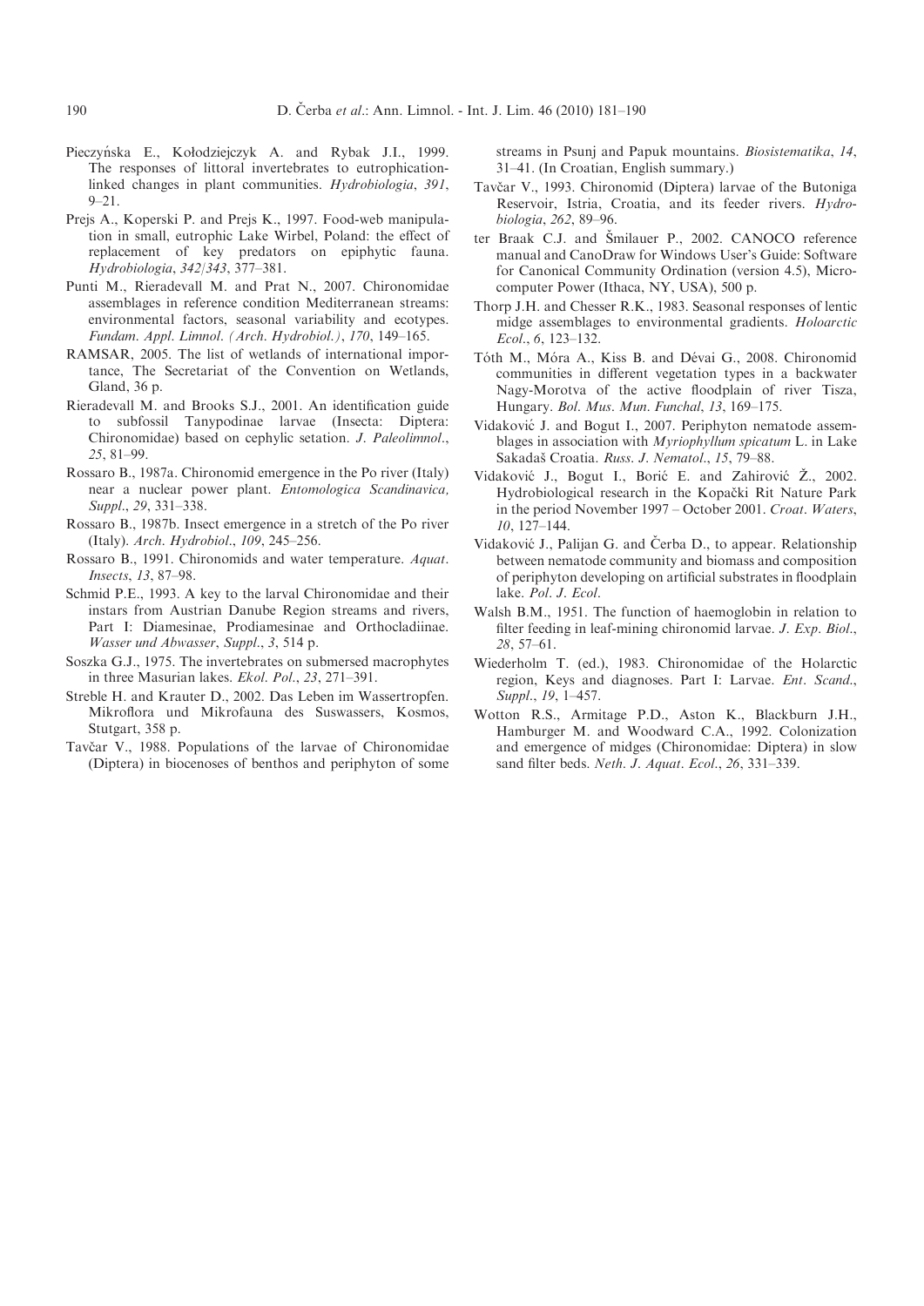Pieczyńska E., Kołodziejczyk A. and Rybak J.I., 1999. The responses of littoral invertebrates to eutrophication-linked changes in plant communities. *Hydrobiologia*, *391*, 9–21.

Prejs A., Koperski P. and Prejs K., 1997. Food-web manipulation in small, eutrophic Lake Wirbel, Poland: the effect of replacement of key predators on epiphytic fauna. *Hydrobiologia*, *342/343*, 377–381.

Punti M., Rieradevall M. and Prat N., 2007. Chironomidae assemblages in reference condition Mediterranean streams: environmental factors, seasonal variability and ecotypes. *Fundam. Appl. Limnol. (Arch. Hydrobiol.)*, *170*, 149–165.

RAMSAR, 2005. The list of wetlands of international importance, The Secretariat of the Convention on Wetlands, Gland, 36 p.

Rieradevall M. and Brooks S.J., 2001. An identification guide to subfossil Tanypodinae larvae (Insecta: Diptera: Chironomidae) based on cephylic setation. *J. Paleolimnol.*, *25*, 81–99.

Rossaro B., 1987a. Chironomid emergence in the Po river (Italy) near a nuclear power plant. *Entomologica Scandinavica, Suppl.*, *29*, 331–338.

Rossaro B., 1987b. Insect emergence in a stretch of the Po river (Italy). *Arch. Hydrobiol.*, *109*, 245–256.

Rossaro B., 1991. Chironomids and water temperature. *Aquat. Insects*, *13*, 87–98.

Schmid P.E., 1993. A key to the larval Chironomidae and their instars from Austrian Danube Region streams and rivers, Part I: Diamesinae, Prodiamesinae and Orthocladiinae. *Wasser und Abwasser*, *Suppl.*, *3*, 514 p.

Soszka G.J., 1975. The invertebrates on submersed macrophytes in three Masurian lakes. *Ekol. Pol.*, *23*, 271–391.

Streble H. and Krauter D., 2002. Das Leben im Wassertropfen. Mikroflora und Mikrofauna des Suswassers, Kosmos, Stutgart, 358 p.

Tavčar V., 1988. Populations of the larvae of Chironomidae (Diptera) in biocenoses of benthos and periphyton of some streams in Psunj and Papuk mountains. *Biosistematika*, *14*, 31–41. (In Croatian, English summary.)

Tavčar V., 1993. Chironomid (Diptera) larvae of the Butoniga Reservoir, Istria, Croatia, and its feeder rivers. *Hydrobiologia*, *262*, 89–96.

ter Braak C.J. and Šmilauer P., 2002. CANOCO reference manual and CanoDraw for Windows User's Guide: Software for Canonical Community Ordination (version 4.5), Microcomputer Power (Ithaca, NY, USA), 500 p.

Thorp J.H. and Chesser R.K., 1983. Seasonal responses of lentic midge assemblages to environmental gradients. *Holoarctic Ecol.*, *6*, 123–132.

Tóth M., Móra A., Kiss B. and Dévai G., 2008. Chironomid communities in different vegetation types in a backwater Nagy-Morotva of the active floodplain of river Tisza, Hungary. *Bol. Mus. Mun. Funchal*, *13*, 169–175.

Vidaković J. and Bogut I., 2007. Periphyton nematode assemblages in association with *Myriophyllum spicatum* L. in Lake Sakadaš Croatia. *Russ. J. Nematol.*, *15*, 79–88.

Vidaković J., Bogut I., Borić E. and Zahirović Ž., 2002. Hydrobiological research in the Kopački Rit Nature Park in the period November 1997 – October 2001. *Croat. Waters*, *10*, 127–144.

Vidaković J., Palijan G. and Čerba D., to appear. Relationship between nematode community and biomass and composition of periphyton developing on artificial substrates in floodplain lake. *Pol. J. Ecol.*

Walsh B.M., 1951. The function of haemoglobin in relation to filter feeding in leaf-mining chironomid larvae. *J. Exp. Biol.*, *28*, 57–61.

Wiederholm T. (ed.), 1983. Chironomidae of the Holarctic region, Keys and diagnoses. Part I: Larvae. *Ent. Scand.*, *Suppl.*, *19*, 1–457.

Wotton R.S., Armitage P.D., Aston K., Blackburn J.H., Hamburger M. and Woodward C.A., 1992. Colonization and emergence of midges (Chironomidae: Diptera) in slow sand filter beds. *Neth. J. Aquat. Ecol.*, *26*, 331–339.